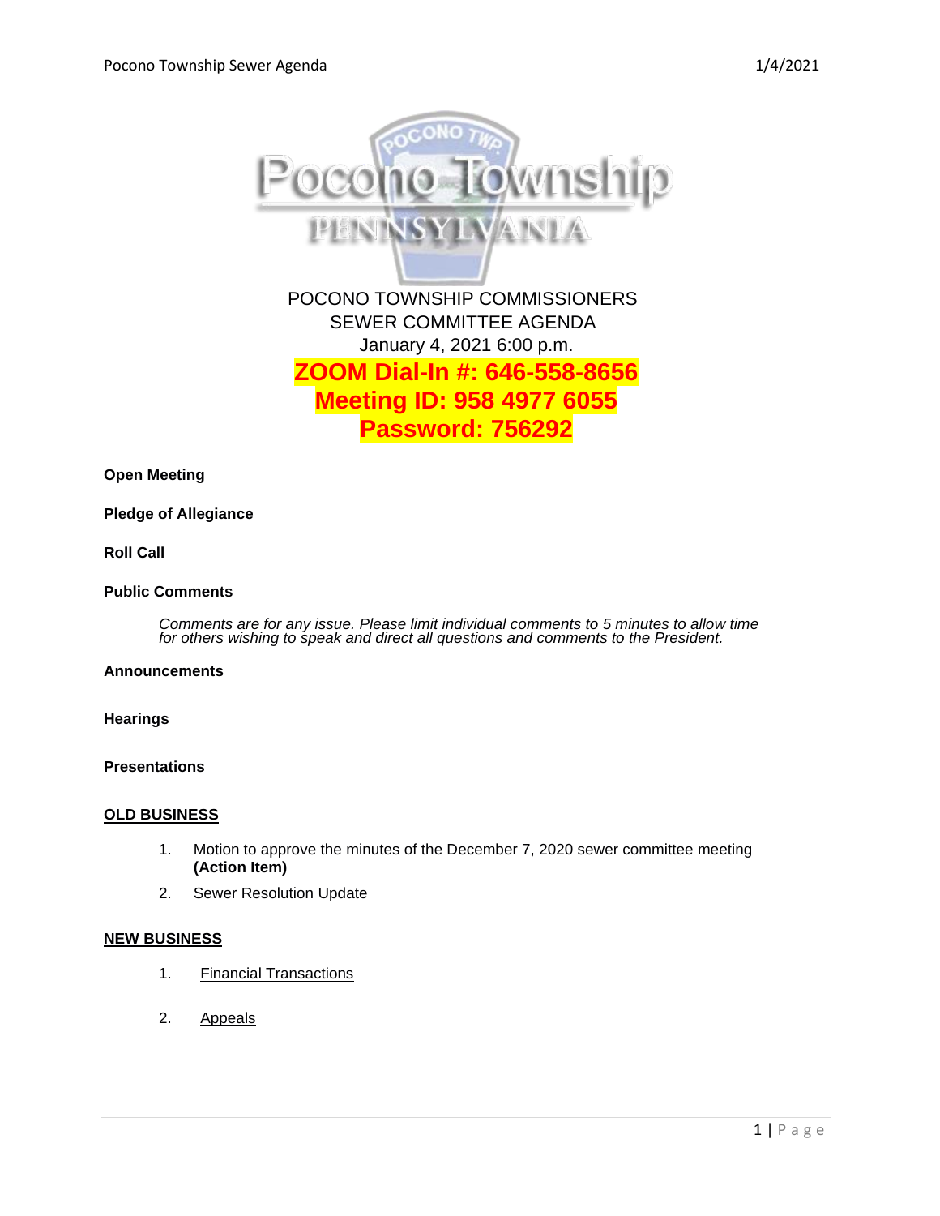# POCONO TOWNSHIP COMMISSIONERS
## SEWER COMMITTEE AGENDA
January 4, 2021 6:00 p.m.

**ZOOM Dial-In #: 646-558-8656**
**Meeting ID: 958 4977 6055**
**Password: 756292**

**Open Meeting**

**Pledge of Allegiance**

**Roll Call**

**Public Comments**

*Comments are for any issue. Please limit individual comments to 5 minutes to allow time for others wishing to speak and direct all questions and comments to the President.*

**Announcements**

**Hearings**

**Presentations**

**OLD BUSINESS**

1. Motion to approve the minutes of the December 7, 2020 sewer committee meeting **(Action Item)**
2. Sewer Resolution Update

**NEW BUSINESS**

1. Financial Transactions
2. Appeals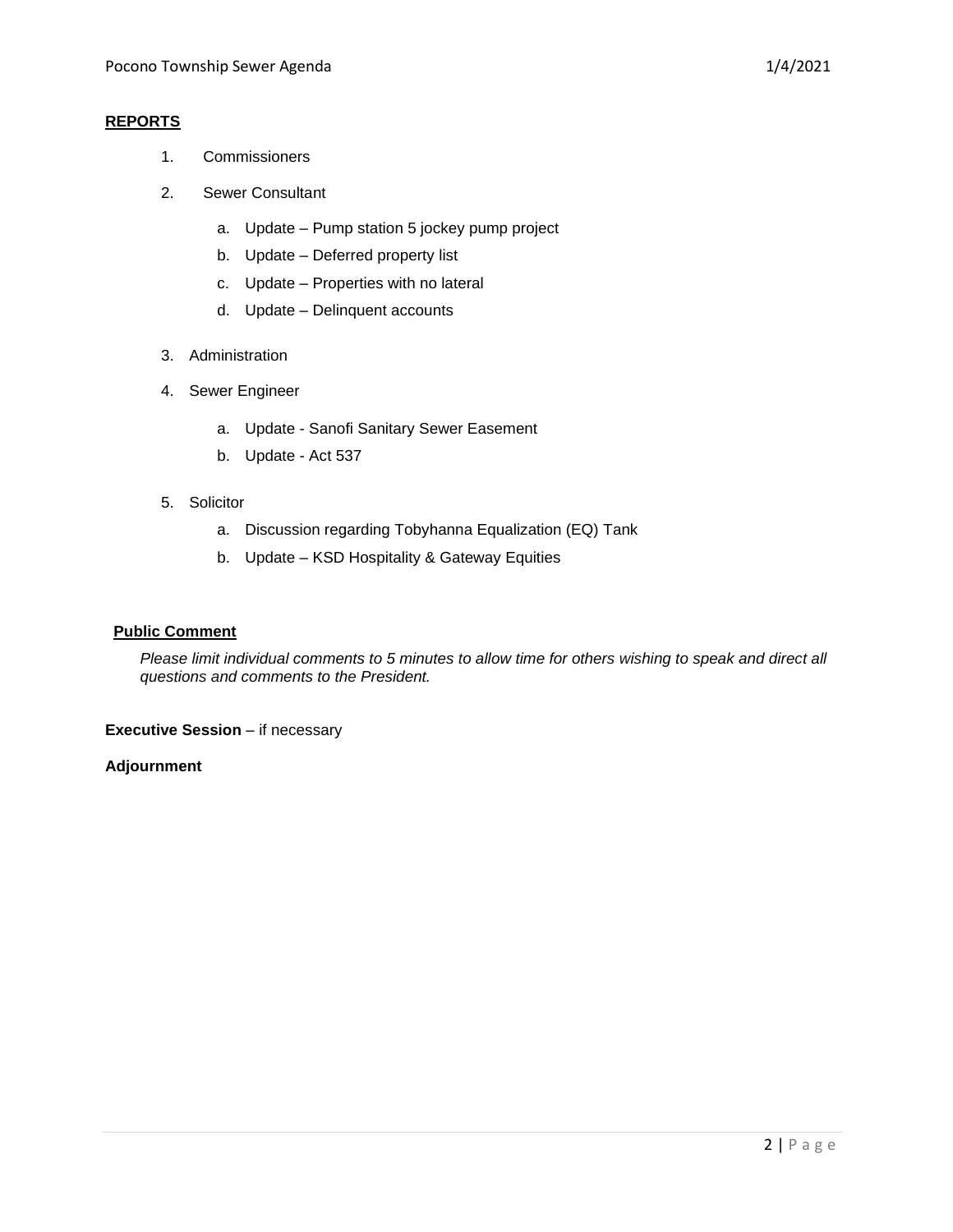## REPORTS

1. Commissioners
2. Sewer Consultant
    a. Update – Pump station 5 jockey pump project
    b. Update – Deferred property list
    c. Update – Properties with no lateral
    d. Update – Delinquent accounts
3. Administration
4. Sewer Engineer
    a. Update - Sanofi Sanitary Sewer Easement
    b. Update - Act 537
5. Solicitor
    a. Discussion regarding Tobyhanna Equalization (EQ) Tank
    b. Update – KSD Hospitality & Gateway Equities

## Public Comment

*Please limit individual comments to 5 minutes to allow time for others wishing to speak and direct all questions and comments to the President.*

**Executive Session** – if necessary

**Adjournment**